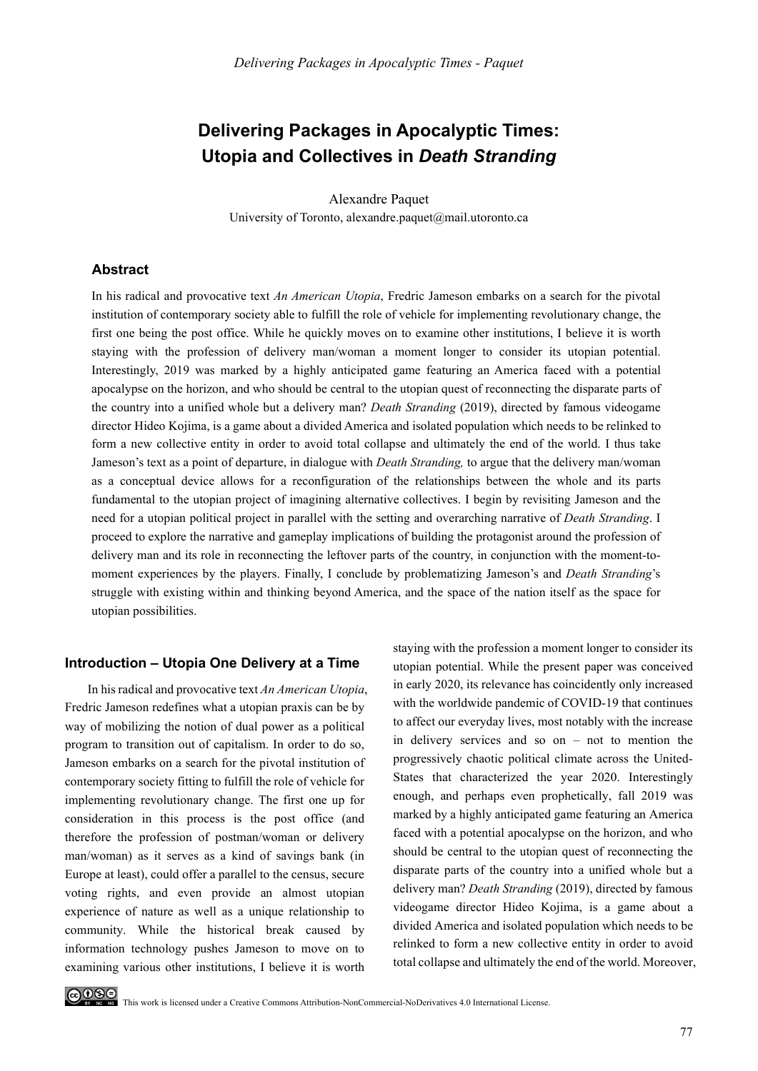# Delivering Packages in Apocalyptic Times: Utopia and Collectives in *Death Stranding*

Alexandre Paquet
University of Toronto, alexandre.paquet@mail.utoronto.ca

## Abstract

In his radical and provocative text *An American Utopia*, Fredric Jameson embarks on a search for the pivotal institution of contemporary society able to fulfill the role of vehicle for implementing revolutionary change, the first one being the post office. While he quickly moves on to examine other institutions, I believe it is worth staying with the profession of delivery man/woman a moment longer to consider its utopian potential. Interestingly, 2019 was marked by a highly anticipated game featuring an America faced with a potential apocalypse on the horizon, and who should be central to the utopian quest of reconnecting the disparate parts of the country into a unified whole but a delivery man? *Death Stranding* (2019), directed by famous videogame director Hideo Kojima, is a game about a divided America and isolated population which needs to be relinked to form a new collective entity in order to avoid total collapse and ultimately the end of the world. I thus take Jameson's text as a point of departure, in dialogue with *Death Stranding,* to argue that the delivery man/woman as a conceptual device allows for a reconfiguration of the relationships between the whole and its parts fundamental to the utopian project of imagining alternative collectives. I begin by revisiting Jameson and the need for a utopian political project in parallel with the setting and overarching narrative of *Death Stranding*. I proceed to explore the narrative and gameplay implications of building the protagonist around the profession of delivery man and its role in reconnecting the leftover parts of the country, in conjunction with the moment-to-moment experiences by the players. Finally, I conclude by problematizing Jameson's and *Death Stranding*'s struggle with existing within and thinking beyond America, and the space of the nation itself as the space for utopian possibilities.

## Introduction – Utopia One Delivery at a Time

In his radical and provocative text *An American Utopia*, Fredric Jameson redefines what a utopian praxis can be by way of mobilizing the notion of dual power as a political program to transition out of capitalism. In order to do so, Jameson embarks on a search for the pivotal institution of contemporary society fitting to fulfill the role of vehicle for implementing revolutionary change. The first one up for consideration in this process is the post office (and therefore the profession of postman/woman or delivery man/woman) as it serves as a kind of savings bank (in Europe at least), could offer a parallel to the census, secure voting rights, and even provide an almost utopian experience of nature as well as a unique relationship to community. While the historical break caused by information technology pushes Jameson to move on to examining various other institutions, I believe it is worth staying with the profession a moment longer to consider its utopian potential. While the present paper was conceived in early 2020, its relevance has coincidently only increased with the worldwide pandemic of COVID-19 that continues to affect our everyday lives, most notably with the increase in delivery services and so on – not to mention the progressively chaotic political climate across the United-States that characterized the year 2020. Interestingly enough, and perhaps even prophetically, fall 2019 was marked by a highly anticipated game featuring an America faced with a potential apocalypse on the horizon, and who should be central to the utopian quest of reconnecting the disparate parts of the country into a unified whole but a delivery man? *Death Stranding* (2019), directed by famous videogame director Hideo Kojima, is a game about a divided America and isolated population which needs to be relinked to form a new collective entity in order to avoid total collapse and ultimately the end of the world. Moreover,

This work is licensed under a Creative Commons Attribution-NonCommercial-NoDerivatives 4.0 International License.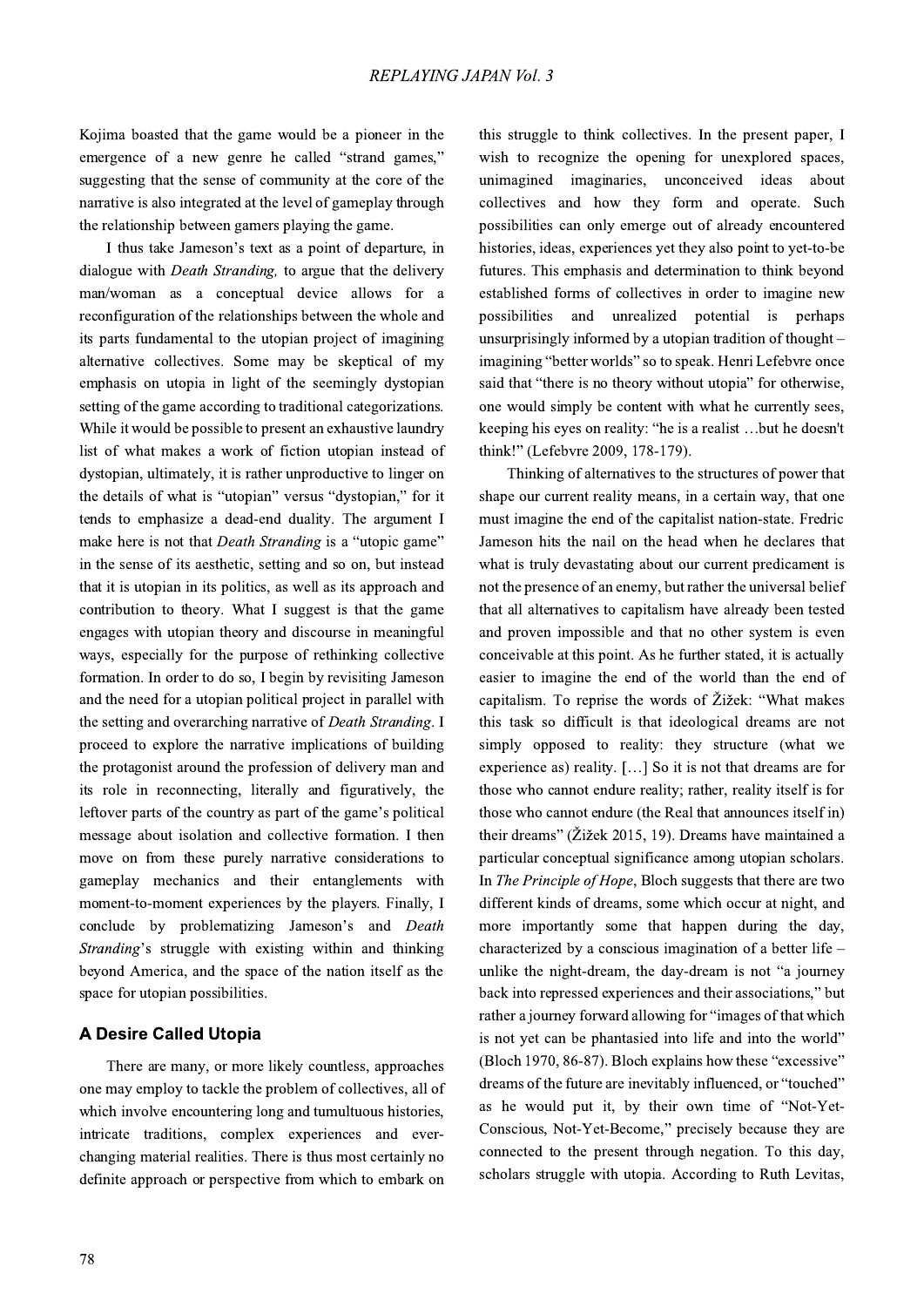Kojima boasted that the game would be a pioneer in the emergence of a new genre he called "strand games," suggesting that the sense of community at the core of the narrative is also integrated at the level of gameplay through the relationship between gamers playing the game.

I thus take Jameson's text as a point of departure, in dialogue with *Death Stranding,* to argue that the delivery man/woman as a conceptual device allows for a reconfiguration of the relationships between the whole and its parts fundamental to the utopian project of imagining alternative collectives. Some may be skeptical of my emphasis on utopia in light of the seemingly dystopian setting of the game according to traditional categorizations. While it would be possible to present an exhaustive laundry list of what makes a work of fiction utopian instead of dystopian, ultimately, it is rather unproductive to linger on the details of what is "utopian" versus "dystopian," for it tends to emphasize a dead-end duality. The argument I make here is not that *Death Stranding* is a "utopic game" in the sense of its aesthetic, setting and so on, but instead that it is utopian in its politics, as well as its approach and contribution to theory. What I suggest is that the game engages with utopian theory and discourse in meaningful ways, especially for the purpose of rethinking collective formation. In order to do so, I begin by revisiting Jameson and the need for a utopian political project in parallel with the setting and overarching narrative of *Death Stranding*. I proceed to explore the narrative implications of building the protagonist around the profession of delivery man and its role in reconnecting, literally and figuratively, the leftover parts of the country as part of the game's political message about isolation and collective formation. I then move on from these purely narrative considerations to gameplay mechanics and their entanglements with moment-to-moment experiences by the players. Finally, I conclude by problematizing Jameson's and *Death Stranding*'s struggle with existing within and thinking beyond America, and the space of the nation itself as the space for utopian possibilities.

## A Desire Called Utopia

There are many, or more likely countless, approaches one may employ to tackle the problem of collectives, all of which involve encountering long and tumultuous histories, intricate traditions, complex experiences and ever-changing material realities. There is thus most certainly no definite approach or perspective from which to embark on this struggle to think collectives. In the present paper, I wish to recognize the opening for unexplored spaces, unimagined imaginaries, unconceived ideas about collectives and how they form and operate. Such possibilities can only emerge out of already encountered histories, ideas, experiences yet they also point to yet-to-be futures. This emphasis and determination to think beyond established forms of collectives in order to imagine new possibilities and unrealized potential is perhaps unsurprisingly informed by a utopian tradition of thought – imagining "better worlds" so to speak. Henri Lefebvre once said that "there is no theory without utopia" for otherwise, one would simply be content with what he currently sees, keeping his eyes on reality: "he is a realist …but he doesn't think!" (Lefebvre 2009, 178-179).

Thinking of alternatives to the structures of power that shape our current reality means, in a certain way, that one must imagine the end of the capitalist nation-state. Fredric Jameson hits the nail on the head when he declares that what is truly devastating about our current predicament is not the presence of an enemy, but rather the universal belief that all alternatives to capitalism have already been tested and proven impossible and that no other system is even conceivable at this point. As he further stated, it is actually easier to imagine the end of the world than the end of capitalism. To reprise the words of Žižek: "What makes this task so difficult is that ideological dreams are not simply opposed to reality: they structure (what we experience as) reality. […] So it is not that dreams are for those who cannot endure reality; rather, reality itself is for those who cannot endure (the Real that announces itself in) their dreams" (Žižek 2015, 19). Dreams have maintained a particular conceptual significance among utopian scholars. In *The Principle of Hope*, Bloch suggests that there are two different kinds of dreams, some which occur at night, and more importantly some that happen during the day, characterized by a conscious imagination of a better life – unlike the night-dream, the day-dream is not "a journey back into repressed experiences and their associations," but rather a journey forward allowing for "images of that which is not yet can be phantasied into life and into the world" (Bloch 1970, 86-87). Bloch explains how these "excessive" dreams of the future are inevitably influenced, or "touched" as he would put it, by their own time of "Not-Yet-Conscious, Not-Yet-Become," precisely because they are connected to the present through negation. To this day, scholars struggle with utopia. According to Ruth Levitas,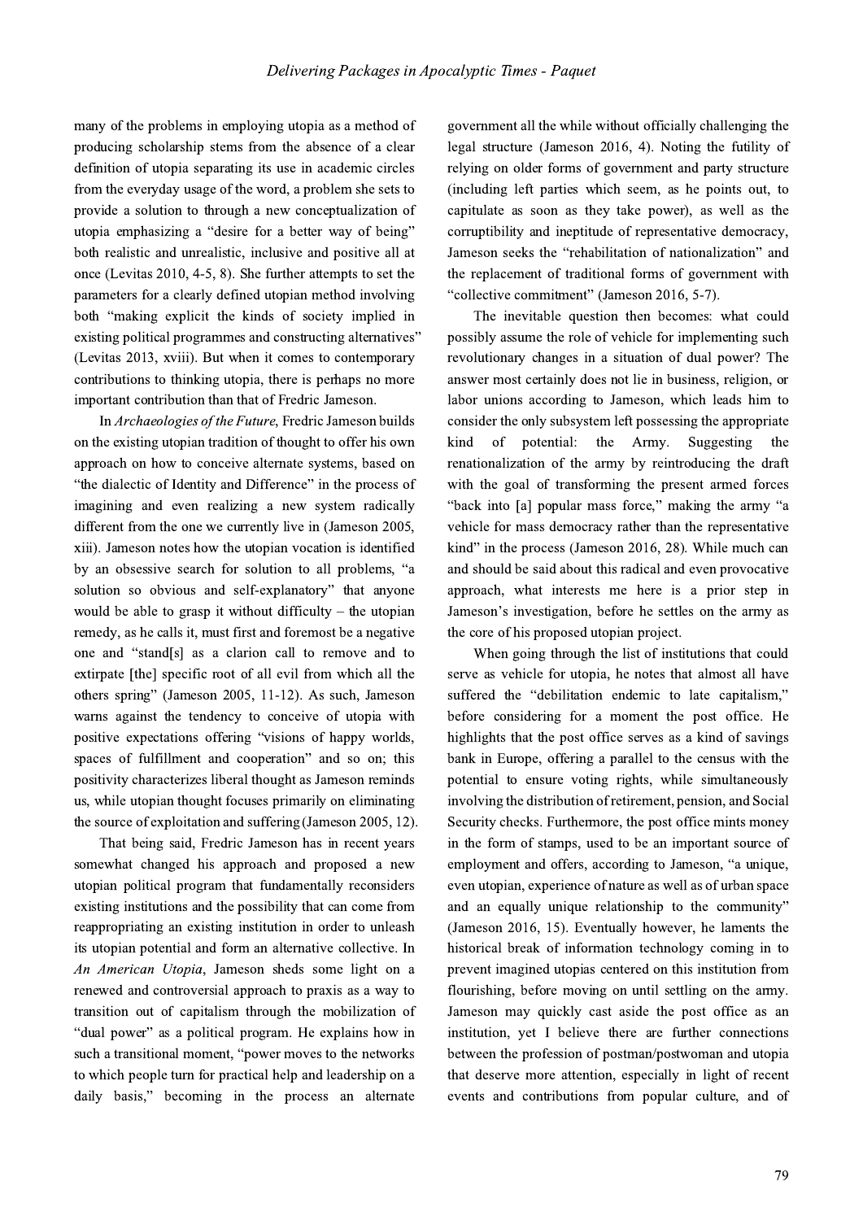many of the problems in employing utopia as a method of producing scholarship stems from the absence of a clear definition of utopia separating its use in academic circles from the everyday usage of the word, a problem she sets to provide a solution to through a new conceptualization of utopia emphasizing a "desire for a better way of being" both realistic and unrealistic, inclusive and positive all at once (Levitas 2010, 4-5, 8). She further attempts to set the parameters for a clearly defined utopian method involving both "making explicit the kinds of society implied in existing political programmes and constructing alternatives" (Levitas 2013, xviii). But when it comes to contemporary contributions to thinking utopia, there is perhaps no more important contribution than that of Fredric Jameson.

In *Archaeologies of the Future*, Fredric Jameson builds on the existing utopian tradition of thought to offer his own approach on how to conceive alternate systems, based on "the dialectic of Identity and Difference" in the process of imagining and even realizing a new system radically different from the one we currently live in (Jameson 2005, xiii). Jameson notes how the utopian vocation is identified by an obsessive search for solution to all problems, "a solution so obvious and self-explanatory" that anyone would be able to grasp it without difficulty – the utopian remedy, as he calls it, must first and foremost be a negative one and "stand[s] as a clarion call to remove and to extirpate [the] specific root of all evil from which all the others spring" (Jameson 2005, 11-12). As such, Jameson warns against the tendency to conceive of utopia with positive expectations offering "visions of happy worlds, spaces of fulfillment and cooperation" and so on; this positivity characterizes liberal thought as Jameson reminds us, while utopian thought focuses primarily on eliminating the source of exploitation and suffering (Jameson 2005, 12).

That being said, Fredric Jameson has in recent years somewhat changed his approach and proposed a new utopian political program that fundamentally reconsiders existing institutions and the possibility that can come from reappropriating an existing institution in order to unleash its utopian potential and form an alternative collective. In *An American Utopia*, Jameson sheds some light on a renewed and controversial approach to praxis as a way to transition out of capitalism through the mobilization of "dual power" as a political program. He explains how in such a transitional moment, "power moves to the networks to which people turn for practical help and leadership on a daily basis," becoming in the process an alternate government all the while without officially challenging the legal structure (Jameson 2016, 4). Noting the futility of relying on older forms of government and party structure (including left parties which seem, as he points out, to capitulate as soon as they take power), as well as the corruptibility and ineptitude of representative democracy, Jameson seeks the "rehabilitation of nationalization" and the replacement of traditional forms of government with "collective commitment" (Jameson 2016, 5-7).

The inevitable question then becomes: what could possibly assume the role of vehicle for implementing such revolutionary changes in a situation of dual power? The answer most certainly does not lie in business, religion, or labor unions according to Jameson, which leads him to consider the only subsystem left possessing the appropriate kind of potential: the Army. Suggesting the renationalization of the army by reintroducing the draft with the goal of transforming the present armed forces "back into [a] popular mass force," making the army "a vehicle for mass democracy rather than the representative kind" in the process (Jameson 2016, 28). While much can and should be said about this radical and even provocative approach, what interests me here is a prior step in Jameson's investigation, before he settles on the army as the core of his proposed utopian project.

When going through the list of institutions that could serve as vehicle for utopia, he notes that almost all have suffered the "debilitation endemic to late capitalism," before considering for a moment the post office. He highlights that the post office serves as a kind of savings bank in Europe, offering a parallel to the census with the potential to ensure voting rights, while simultaneously involving the distribution of retirement, pension, and Social Security checks. Furthermore, the post office mints money in the form of stamps, used to be an important source of employment and offers, according to Jameson, "a unique, even utopian, experience of nature as well as of urban space and an equally unique relationship to the community" (Jameson 2016, 15). Eventually however, he laments the historical break of information technology coming in to prevent imagined utopias centered on this institution from flourishing, before moving on until settling on the army. Jameson may quickly cast aside the post office as an institution, yet I believe there are further connections between the profession of postman/postwoman and utopia that deserve more attention, especially in light of recent events and contributions from popular culture, and of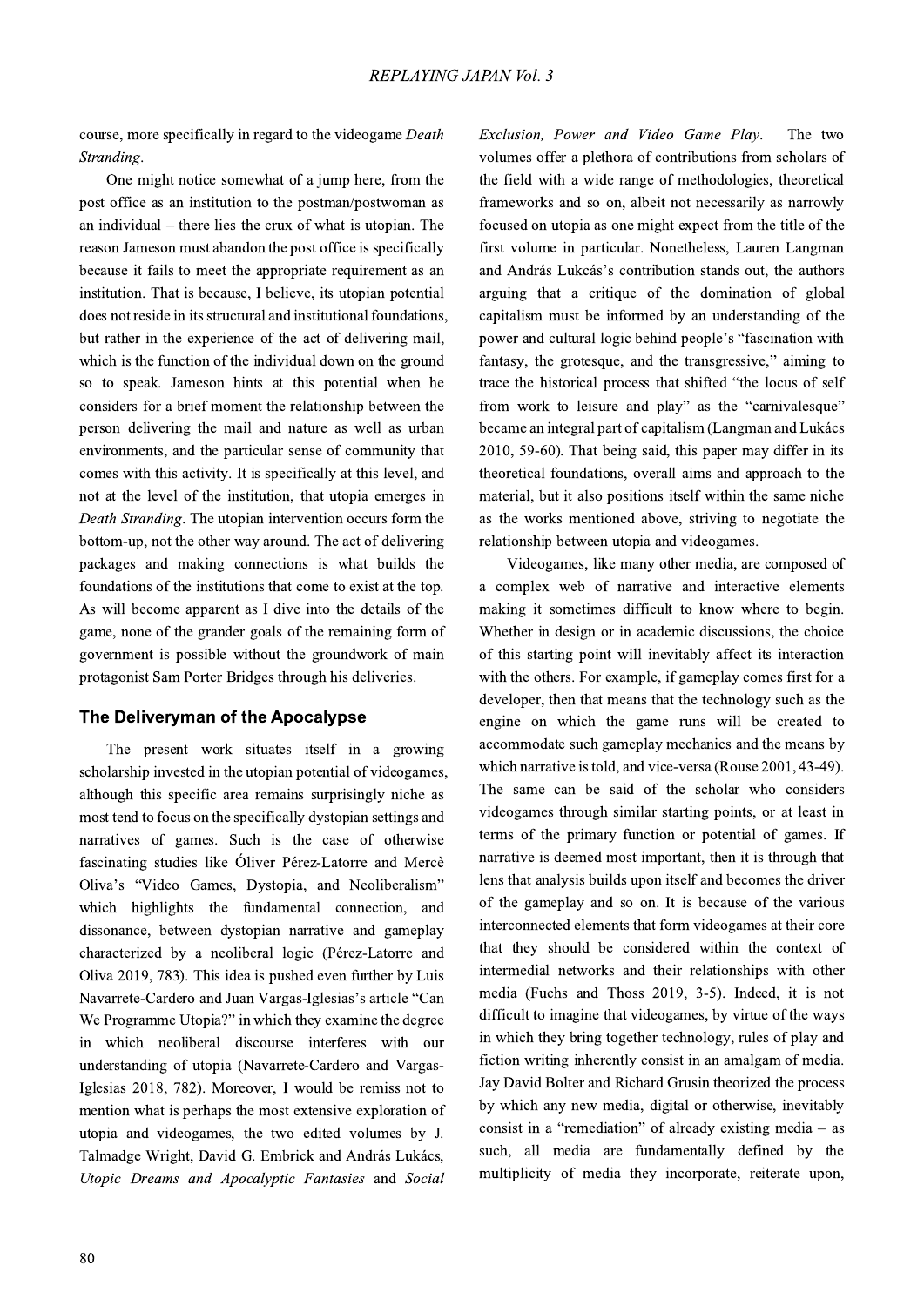course, more specifically in regard to the videogame *Death Stranding*.

One might notice somewhat of a jump here, from the post office as an institution to the postman/postwoman as an individual – there lies the crux of what is utopian. The reason Jameson must abandon the post office is specifically because it fails to meet the appropriate requirement as an institution. That is because, I believe, its utopian potential does not reside in its structural and institutional foundations, but rather in the experience of the act of delivering mail, which is the function of the individual down on the ground so to speak. Jameson hints at this potential when he considers for a brief moment the relationship between the person delivering the mail and nature as well as urban environments, and the particular sense of community that comes with this activity. It is specifically at this level, and not at the level of the institution, that utopia emerges in *Death Stranding*. The utopian intervention occurs form the bottom-up, not the other way around. The act of delivering packages and making connections is what builds the foundations of the institutions that come to exist at the top. As will become apparent as I dive into the details of the game, none of the grander goals of the remaining form of government is possible without the groundwork of main protagonist Sam Porter Bridges through his deliveries.

## The Deliveryman of the Apocalypse

The present work situates itself in a growing scholarship invested in the utopian potential of videogames, although this specific area remains surprisingly niche as most tend to focus on the specifically dystopian settings and narratives of games. Such is the case of otherwise fascinating studies like Óliver Pérez-Latorre and Mercè Oliva's "Video Games, Dystopia, and Neoliberalism" which highlights the fundamental connection, and dissonance, between dystopian narrative and gameplay characterized by a neoliberal logic (Pérez-Latorre and Oliva 2019, 783). This idea is pushed even further by Luis Navarrete-Cardero and Juan Vargas-Iglesias's article "Can We Programme Utopia?" in which they examine the degree in which neoliberal discourse interferes with our understanding of utopia (Navarrete-Cardero and Vargas-Iglesias 2018, 782). Moreover, I would be remiss not to mention what is perhaps the most extensive exploration of utopia and videogames, the two edited volumes by J. Talmadge Wright, David G. Embrick and András Lukács, *Utopic Dreams and Apocalyptic Fantasies* and *Social Exclusion, Power and Video Game Play*. The two volumes offer a plethora of contributions from scholars of the field with a wide range of methodologies, theoretical frameworks and so on, albeit not necessarily as narrowly focused on utopia as one might expect from the title of the first volume in particular. Nonetheless, Lauren Langman and András Lukcás's contribution stands out, the authors arguing that a critique of the domination of global capitalism must be informed by an understanding of the power and cultural logic behind people's "fascination with fantasy, the grotesque, and the transgressive," aiming to trace the historical process that shifted "the locus of self from work to leisure and play" as the "carnivalesque" became an integral part of capitalism (Langman and Lukács 2010, 59-60). That being said, this paper may differ in its theoretical foundations, overall aims and approach to the material, but it also positions itself within the same niche as the works mentioned above, striving to negotiate the relationship between utopia and videogames.

Videogames, like many other media, are composed of a complex web of narrative and interactive elements making it sometimes difficult to know where to begin. Whether in design or in academic discussions, the choice of this starting point will inevitably affect its interaction with the others. For example, if gameplay comes first for a developer, then that means that the technology such as the engine on which the game runs will be created to accommodate such gameplay mechanics and the means by which narrative is told, and vice-versa (Rouse 2001, 43-49). The same can be said of the scholar who considers videogames through similar starting points, or at least in terms of the primary function or potential of games. If narrative is deemed most important, then it is through that lens that analysis builds upon itself and becomes the driver of the gameplay and so on. It is because of the various interconnected elements that form videogames at their core that they should be considered within the context of intermedial networks and their relationships with other media (Fuchs and Thoss 2019, 3-5). Indeed, it is not difficult to imagine that videogames, by virtue of the ways in which they bring together technology, rules of play and fiction writing inherently consist in an amalgam of media. Jay David Bolter and Richard Grusin theorized the process by which any new media, digital or otherwise, inevitably consist in a "remediation" of already existing media – as such, all media are fundamentally defined by the multiplicity of media they incorporate, reiterate upon,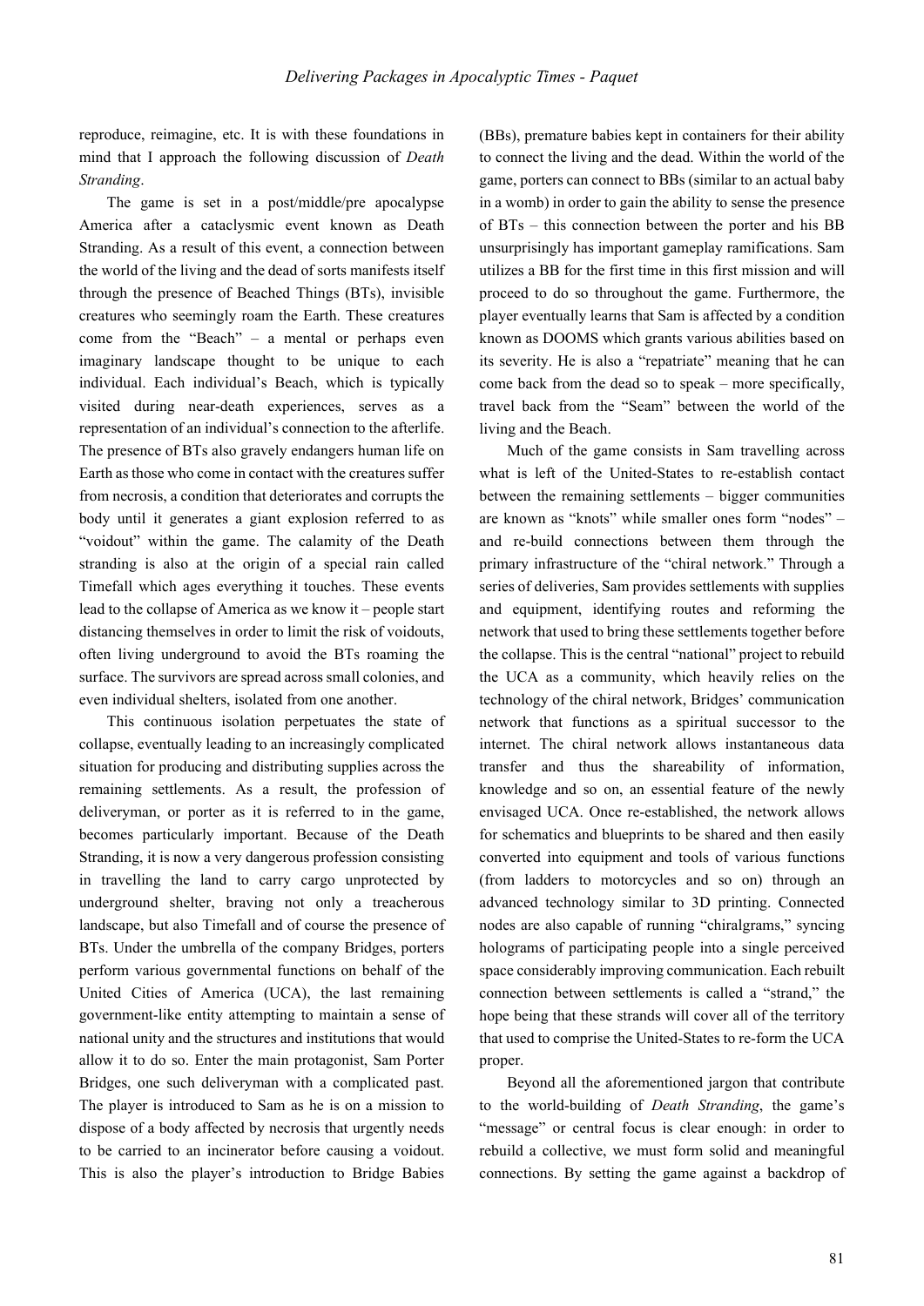reproduce, reimagine, etc. It is with these foundations in mind that I approach the following discussion of *Death Stranding*.

The game is set in a post/middle/pre apocalypse America after a cataclysmic event known as Death Stranding. As a result of this event, a connection between the world of the living and the dead of sorts manifests itself through the presence of Beached Things (BTs), invisible creatures who seemingly roam the Earth. These creatures come from the "Beach" – a mental or perhaps even imaginary landscape thought to be unique to each individual. Each individual's Beach, which is typically visited during near-death experiences, serves as a representation of an individual's connection to the afterlife. The presence of BTs also gravely endangers human life on Earth as those who come in contact with the creatures suffer from necrosis, a condition that deteriorates and corrupts the body until it generates a giant explosion referred to as "voidout" within the game. The calamity of the Death stranding is also at the origin of a special rain called Timefall which ages everything it touches. These events lead to the collapse of America as we know it – people start distancing themselves in order to limit the risk of voidouts, often living underground to avoid the BTs roaming the surface. The survivors are spread across small colonies, and even individual shelters, isolated from one another.

This continuous isolation perpetuates the state of collapse, eventually leading to an increasingly complicated situation for producing and distributing supplies across the remaining settlements. As a result, the profession of deliveryman, or porter as it is referred to in the game, becomes particularly important. Because of the Death Stranding, it is now a very dangerous profession consisting in travelling the land to carry cargo unprotected by underground shelter, braving not only a treacherous landscape, but also Timefall and of course the presence of BTs. Under the umbrella of the company Bridges, porters perform various governmental functions on behalf of the United Cities of America (UCA), the last remaining government-like entity attempting to maintain a sense of national unity and the structures and institutions that would allow it to do so. Enter the main protagonist, Sam Porter Bridges, one such deliveryman with a complicated past. The player is introduced to Sam as he is on a mission to dispose of a body affected by necrosis that urgently needs to be carried to an incinerator before causing a voidout. This is also the player's introduction to Bridge Babies (BBs), premature babies kept in containers for their ability to connect the living and the dead. Within the world of the game, porters can connect to BBs (similar to an actual baby in a womb) in order to gain the ability to sense the presence of BTs – this connection between the porter and his BB unsurprisingly has important gameplay ramifications. Sam utilizes a BB for the first time in this first mission and will proceed to do so throughout the game. Furthermore, the player eventually learns that Sam is affected by a condition known as DOOMS which grants various abilities based on its severity. He is also a "repatriate" meaning that he can come back from the dead so to speak – more specifically, travel back from the "Seam" between the world of the living and the Beach.

Much of the game consists in Sam travelling across what is left of the United-States to re-establish contact between the remaining settlements – bigger communities are known as "knots" while smaller ones form "nodes" – and re-build connections between them through the primary infrastructure of the "chiral network." Through a series of deliveries, Sam provides settlements with supplies and equipment, identifying routes and reforming the network that used to bring these settlements together before the collapse. This is the central "national" project to rebuild the UCA as a community, which heavily relies on the technology of the chiral network, Bridges' communication network that functions as a spiritual successor to the internet. The chiral network allows instantaneous data transfer and thus the shareability of information, knowledge and so on, an essential feature of the newly envisaged UCA. Once re-established, the network allows for schematics and blueprints to be shared and then easily converted into equipment and tools of various functions (from ladders to motorcycles and so on) through an advanced technology similar to 3D printing. Connected nodes are also capable of running "chiralgrams," syncing holograms of participating people into a single perceived space considerably improving communication. Each rebuilt connection between settlements is called a "strand," the hope being that these strands will cover all of the territory that used to comprise the United-States to re-form the UCA proper.

Beyond all the aforementioned jargon that contribute to the world-building of *Death Stranding*, the game's "message" or central focus is clear enough: in order to rebuild a collective, we must form solid and meaningful connections. By setting the game against a backdrop of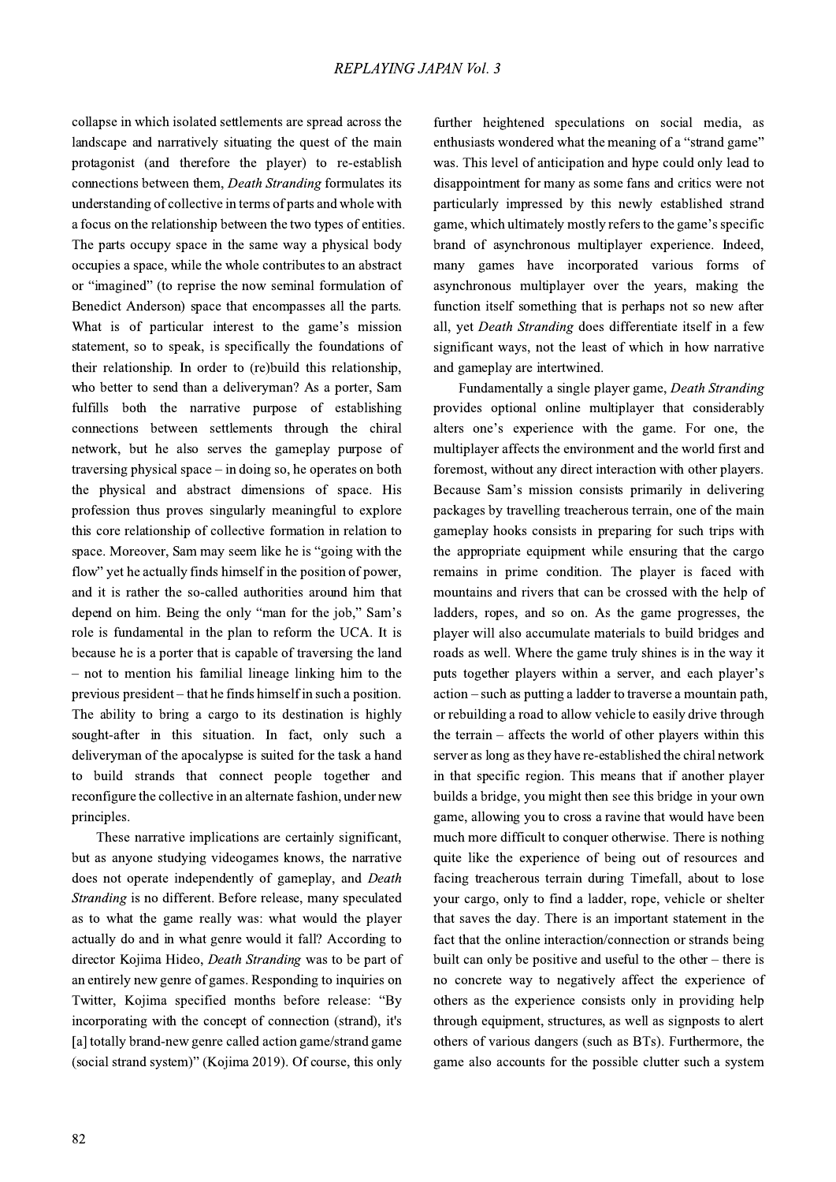collapse in which isolated settlements are spread across the landscape and narratively situating the quest of the main protagonist (and therefore the player) to re-establish connections between them, *Death Stranding* formulates its understanding of collective in terms of parts and whole with a focus on the relationship between the two types of entities. The parts occupy space in the same way a physical body occupies a space, while the whole contributes to an abstract or "imagined" (to reprise the now seminal formulation of Benedict Anderson) space that encompasses all the parts. What is of particular interest to the game's mission statement, so to speak, is specifically the foundations of their relationship. In order to (re)build this relationship, who better to send than a deliveryman? As a porter, Sam fulfills both the narrative purpose of establishing connections between settlements through the chiral network, but he also serves the gameplay purpose of traversing physical space – in doing so, he operates on both the physical and abstract dimensions of space. His profession thus proves singularly meaningful to explore this core relationship of collective formation in relation to space. Moreover, Sam may seem like he is "going with the flow" yet he actually finds himself in the position of power, and it is rather the so-called authorities around him that depend on him. Being the only "man for the job," Sam's role is fundamental in the plan to reform the UCA. It is because he is a porter that is capable of traversing the land – not to mention his familial lineage linking him to the previous president – that he finds himself in such a position. The ability to bring a cargo to its destination is highly sought-after in this situation. In fact, only such a deliveryman of the apocalypse is suited for the task a hand to build strands that connect people together and reconfigure the collective in an alternate fashion, under new principles.

These narrative implications are certainly significant, but as anyone studying videogames knows, the narrative does not operate independently of gameplay, and *Death Stranding* is no different. Before release, many speculated as to what the game really was: what would the player actually do and in what genre would it fall? According to director Kojima Hideo, *Death Stranding* was to be part of an entirely new genre of games. Responding to inquiries on Twitter, Kojima specified months before release: "By incorporating with the concept of connection (strand), it's [a] totally brand-new genre called action game/strand game (social strand system)" (Kojima 2019). Of course, this only further heightened speculations on social media, as enthusiasts wondered what the meaning of a "strand game" was. This level of anticipation and hype could only lead to disappointment for many as some fans and critics were not particularly impressed by this newly established strand game, which ultimately mostly refers to the game's specific brand of asynchronous multiplayer experience. Indeed, many games have incorporated various forms of asynchronous multiplayer over the years, making the function itself something that is perhaps not so new after all, yet *Death Stranding* does differentiate itself in a few significant ways, not the least of which in how narrative and gameplay are intertwined.

Fundamentally a single player game, *Death Stranding* provides optional online multiplayer that considerably alters one's experience with the game. For one, the multiplayer affects the environment and the world first and foremost, without any direct interaction with other players. Because Sam's mission consists primarily in delivering packages by travelling treacherous terrain, one of the main gameplay hooks consists in preparing for such trips with the appropriate equipment while ensuring that the cargo remains in prime condition. The player is faced with mountains and rivers that can be crossed with the help of ladders, ropes, and so on. As the game progresses, the player will also accumulate materials to build bridges and roads as well. Where the game truly shines is in the way it puts together players within a server, and each player's action – such as putting a ladder to traverse a mountain path, or rebuilding a road to allow vehicle to easily drive through the terrain – affects the world of other players within this server as long as they have re-established the chiral network in that specific region. This means that if another player builds a bridge, you might then see this bridge in your own game, allowing you to cross a ravine that would have been much more difficult to conquer otherwise. There is nothing quite like the experience of being out of resources and facing treacherous terrain during Timefall, about to lose your cargo, only to find a ladder, rope, vehicle or shelter that saves the day. There is an important statement in the fact that the online interaction/connection or strands being built can only be positive and useful to the other – there is no concrete way to negatively affect the experience of others as the experience consists only in providing help through equipment, structures, as well as signposts to alert others of various dangers (such as BTs). Furthermore, the game also accounts for the possible clutter such a system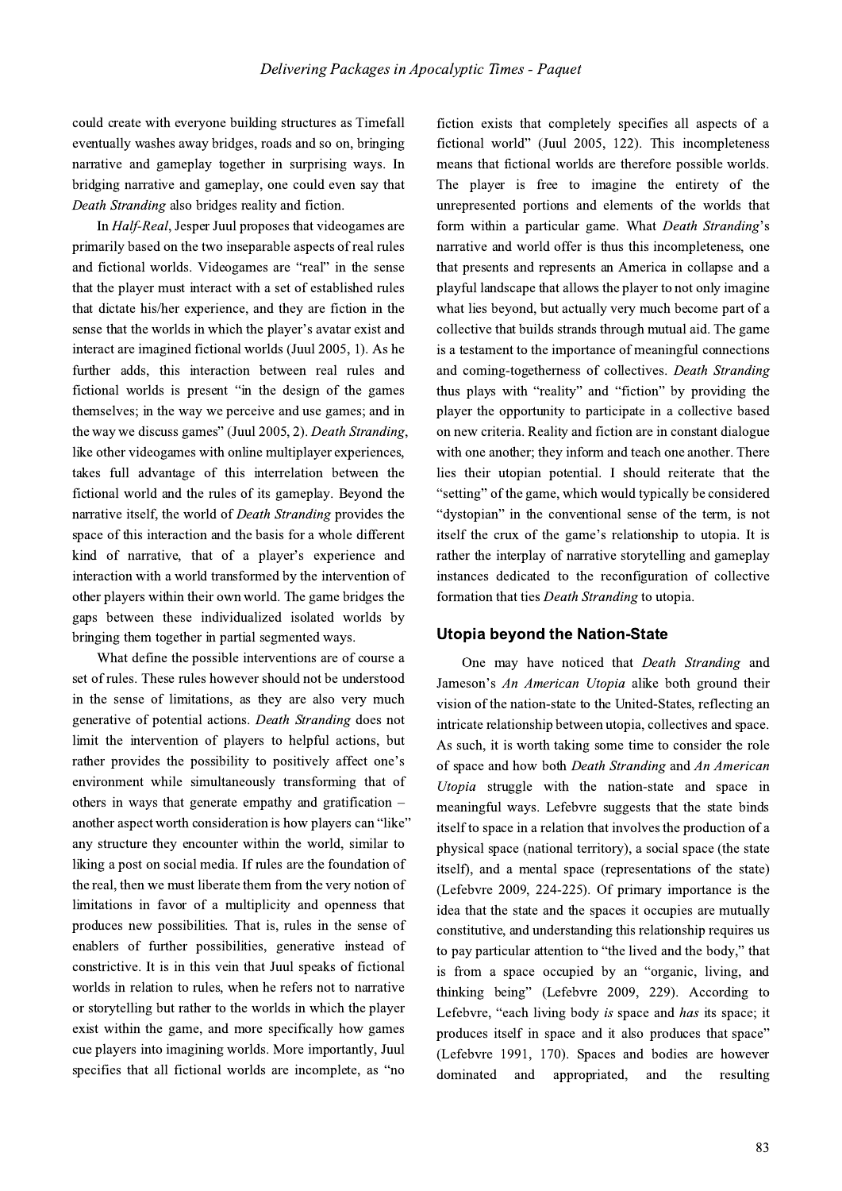could create with everyone building structures as Timefall eventually washes away bridges, roads and so on, bringing narrative and gameplay together in surprising ways. In bridging narrative and gameplay, one could even say that *Death Stranding* also bridges reality and fiction.

In *Half-Real*, Jesper Juul proposes that videogames are primarily based on the two inseparable aspects of real rules and fictional worlds. Videogames are "real" in the sense that the player must interact with a set of established rules that dictate his/her experience, and they are fiction in the sense that the worlds in which the player's avatar exist and interact are imagined fictional worlds (Juul 2005, 1). As he further adds, this interaction between real rules and fictional worlds is present "in the design of the games themselves; in the way we perceive and use games; and in the way we discuss games" (Juul 2005, 2). *Death Stranding*, like other videogames with online multiplayer experiences, takes full advantage of this interrelation between the fictional world and the rules of its gameplay. Beyond the narrative itself, the world of *Death Stranding* provides the space of this interaction and the basis for a whole different kind of narrative, that of a player's experience and interaction with a world transformed by the intervention of other players within their own world. The game bridges the gaps between these individualized isolated worlds by bringing them together in partial segmented ways.

What define the possible interventions are of course a set of rules. These rules however should not be understood in the sense of limitations, as they are also very much generative of potential actions. *Death Stranding* does not limit the intervention of players to helpful actions, but rather provides the possibility to positively affect one's environment while simultaneously transforming that of others in ways that generate empathy and gratification – another aspect worth consideration is how players can "like" any structure they encounter within the world, similar to liking a post on social media. If rules are the foundation of the real, then we must liberate them from the very notion of limitations in favor of a multiplicity and openness that produces new possibilities. That is, rules in the sense of enablers of further possibilities, generative instead of constrictive. It is in this vein that Juul speaks of fictional worlds in relation to rules, when he refers not to narrative or storytelling but rather to the worlds in which the player exist within the game, and more specifically how games cue players into imagining worlds. More importantly, Juul specifies that all fictional worlds are incomplete, as "no fiction exists that completely specifies all aspects of a fictional world" (Juul 2005, 122). This incompleteness means that fictional worlds are therefore possible worlds. The player is free to imagine the entirety of the unrepresented portions and elements of the worlds that form within a particular game. What *Death Stranding*'s narrative and world offer is thus this incompleteness, one that presents and represents an America in collapse and a playful landscape that allows the player to not only imagine what lies beyond, but actually very much become part of a collective that builds strands through mutual aid. The game is a testament to the importance of meaningful connections and coming-togetherness of collectives. *Death Stranding* thus plays with "reality" and "fiction" by providing the player the opportunity to participate in a collective based on new criteria. Reality and fiction are in constant dialogue with one another; they inform and teach one another. There lies their utopian potential. I should reiterate that the "setting" of the game, which would typically be considered "dystopian" in the conventional sense of the term, is not itself the crux of the game's relationship to utopia. It is rather the interplay of narrative storytelling and gameplay instances dedicated to the reconfiguration of collective formation that ties *Death Stranding* to utopia.

## Utopia beyond the Nation-State

One may have noticed that *Death Stranding* and Jameson's *An American Utopia* alike both ground their vision of the nation-state to the United-States, reflecting an intricate relationship between utopia, collectives and space. As such, it is worth taking some time to consider the role of space and how both *Death Stranding* and *An American Utopia* struggle with the nation-state and space in meaningful ways. Lefebvre suggests that the state binds itself to space in a relation that involves the production of a physical space (national territory), a social space (the state itself), and a mental space (representations of the state) (Lefebvre 2009, 224-225). Of primary importance is the idea that the state and the spaces it occupies are mutually constitutive, and understanding this relationship requires us to pay particular attention to "the lived and the body," that is from a space occupied by an "organic, living, and thinking being" (Lefebvre 2009, 229). According to Lefebvre, "each living body *is* space and *has* its space; it produces itself in space and it also produces that space" (Lefebvre 1991, 170). Spaces and bodies are however dominated and appropriated, and the resulting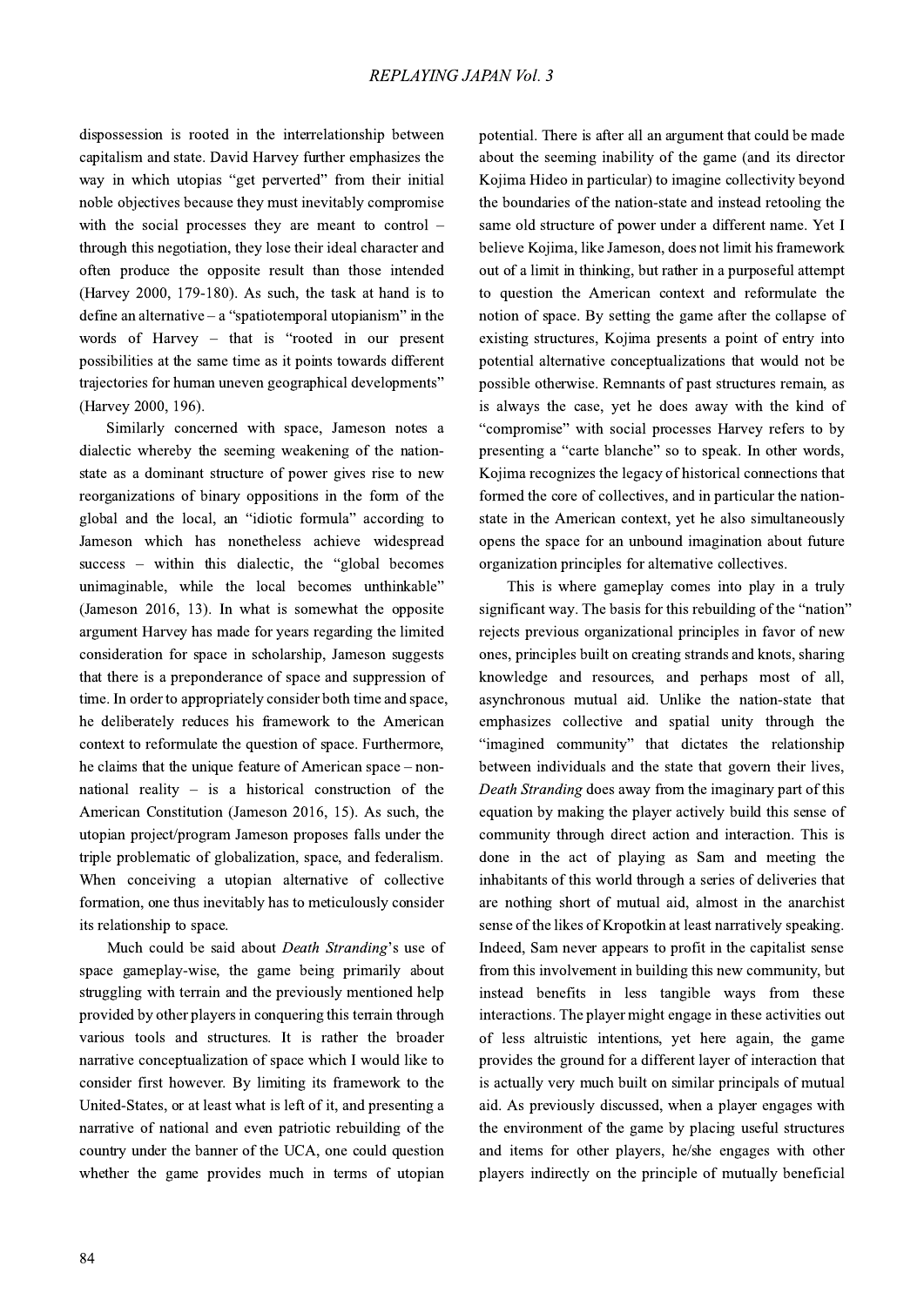dispossession is rooted in the interrelationship between capitalism and state. David Harvey further emphasizes the way in which utopias "get perverted" from their initial noble objectives because they must inevitably compromise with the social processes they are meant to control – through this negotiation, they lose their ideal character and often produce the opposite result than those intended (Harvey 2000, 179-180). As such, the task at hand is to define an alternative – a "spatiotemporal utopianism" in the words of Harvey – that is "rooted in our present possibilities at the same time as it points towards different trajectories for human uneven geographical developments" (Harvey 2000, 196).

Similarly concerned with space, Jameson notes a dialectic whereby the seeming weakening of the nation-state as a dominant structure of power gives rise to new reorganizations of binary oppositions in the form of the global and the local, an "idiotic formula" according to Jameson which has nonetheless achieve widespread success – within this dialectic, the "global becomes unimaginable, while the local becomes unthinkable" (Jameson 2016, 13). In what is somewhat the opposite argument Harvey has made for years regarding the limited consideration for space in scholarship, Jameson suggests that there is a preponderance of space and suppression of time. In order to appropriately consider both time and space, he deliberately reduces his framework to the American context to reformulate the question of space. Furthermore, he claims that the unique feature of American space – non-national reality – is a historical construction of the American Constitution (Jameson 2016, 15). As such, the utopian project/program Jameson proposes falls under the triple problematic of globalization, space, and federalism. When conceiving a utopian alternative of collective formation, one thus inevitably has to meticulously consider its relationship to space.

Much could be said about *Death Stranding*'s use of space gameplay-wise, the game being primarily about struggling with terrain and the previously mentioned help provided by other players in conquering this terrain through various tools and structures. It is rather the broader narrative conceptualization of space which I would like to consider first however. By limiting its framework to the United-States, or at least what is left of it, and presenting a narrative of national and even patriotic rebuilding of the country under the banner of the UCA, one could question whether the game provides much in terms of utopian potential. There is after all an argument that could be made about the seeming inability of the game (and its director Kojima Hideo in particular) to imagine collectivity beyond the boundaries of the nation-state and instead retooling the same old structure of power under a different name. Yet I believe Kojima, like Jameson, does not limit his framework out of a limit in thinking, but rather in a purposeful attempt to question the American context and reformulate the notion of space. By setting the game after the collapse of existing structures, Kojima presents a point of entry into potential alternative conceptualizations that would not be possible otherwise. Remnants of past structures remain, as is always the case, yet he does away with the kind of "compromise" with social processes Harvey refers to by presenting a "carte blanche" so to speak. In other words, Kojima recognizes the legacy of historical connections that formed the core of collectives, and in particular the nation-state in the American context, yet he also simultaneously opens the space for an unbound imagination about future organization principles for alternative collectives.

This is where gameplay comes into play in a truly significant way. The basis for this rebuilding of the "nation" rejects previous organizational principles in favor of new ones, principles built on creating strands and knots, sharing knowledge and resources, and perhaps most of all, asynchronous mutual aid. Unlike the nation-state that emphasizes collective and spatial unity through the "imagined community" that dictates the relationship between individuals and the state that govern their lives, *Death Stranding* does away from the imaginary part of this equation by making the player actively build this sense of community through direct action and interaction. This is done in the act of playing as Sam and meeting the inhabitants of this world through a series of deliveries that are nothing short of mutual aid, almost in the anarchist sense of the likes of Kropotkin at least narratively speaking. Indeed, Sam never appears to profit in the capitalist sense from this involvement in building this new community, but instead benefits in less tangible ways from these interactions. The player might engage in these activities out of less altruistic intentions, yet here again, the game provides the ground for a different layer of interaction that is actually very much built on similar principals of mutual aid. As previously discussed, when a player engages with the environment of the game by placing useful structures and items for other players, he/she engages with other players indirectly on the principle of mutually beneficial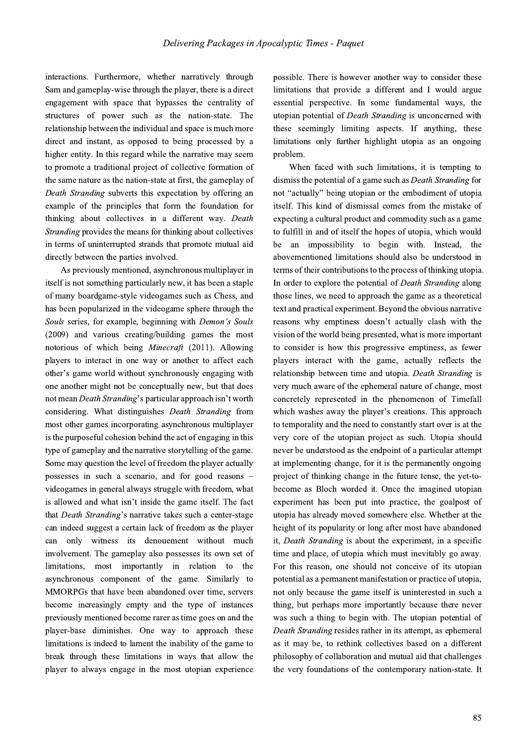interactions. Furthermore, whether narratively through Sam and gameplay-wise through the player, there is a direct engagement with space that bypasses the centrality of structures of power such as the nation-state. The relationship between the individual and space is much more direct and instant, as opposed to being processed by a higher entity. In this regard while the narrative may seem to promote a traditional project of collective formation of the same nature as the nation-state at first, the gameplay of *Death Stranding* subverts this expectation by offering an example of the principles that form the foundation for thinking about collectives in a different way. *Death Stranding* provides the means for thinking about collectives in terms of uninterrupted strands that promote mutual aid directly between the parties involved.

As previously mentioned, asynchronous multiplayer in itself is not something particularly new, it has been a staple of many boardgame-style videogames such as Chess, and has been popularized in the videogame sphere through the *Souls* series, for example, beginning with *Demon's Souls* (2009) and various creating/building games the most notorious of which being *Minecraft* (2011). Allowing players to interact in one way or another to affect each other's game world without synchronously engaging with one another might not be conceptually new, but that does not mean *Death Stranding*'s particular approach isn't worth considering. What distinguishes *Death Stranding* from most other games incorporating asynchronous multiplayer is the purposeful cohesion behind the act of engaging in this type of gameplay and the narrative storytelling of the game. Some may question the level of freedom the player actually possesses in such a scenario, and for good reasons – videogames in general always struggle with freedom, what is allowed and what isn't inside the game itself. The fact that *Death Stranding*'s narrative takes such a center-stage can indeed suggest a certain lack of freedom as the player can only witness its denouement without much involvement. The gameplay also possesses its own set of limitations, most importantly in relation to the asynchronous component of the game. Similarly to MMORPGs that have been abandoned over time, servers become increasingly empty and the type of instances previously mentioned become rarer as time goes on and the player-base diminishes. One way to approach these limitations is indeed to lament the inability of the game to break through these limitations in ways that allow the player to always engage in the most utopian experience possible. There is however another way to consider these limitations that provide a different and I would argue essential perspective. In some fundamental ways, the utopian potential of *Death Stranding* is unconcerned with these seemingly limiting aspects. If anything, these limitations only further highlight utopia as an ongoing problem.

When faced with such limitations, it is tempting to dismiss the potential of a game such as *Death Stranding* for not "actually" being utopian or the embodiment of utopia itself. This kind of dismissal comes from the mistake of expecting a cultural product and commodity such as a game to fulfill in and of itself the hopes of utopia, which would be an impossibility to begin with. Instead, the abovementioned limitations should also be understood in terms of their contributions to the process of thinking utopia. In order to explore the potential of *Death Stranding* along those lines, we need to approach the game as a theoretical text and practical experiment. Beyond the obvious narrative reasons why emptiness doesn't actually clash with the vision of the world being presented, what is more important to consider is how this progressive emptiness, as fewer players interact with the game, actually reflects the relationship between time and utopia. *Death Stranding* is very much aware of the ephemeral nature of change, most concretely represented in the phenomenon of Timefall which washes away the player's creations. This approach to temporality and the need to constantly start over is at the very core of the utopian project as such. Utopia should never be understood as the endpoint of a particular attempt at implementing change, for it is the permanently ongoing project of thinking change in the future tense, the yet-to-become as Bloch worded it. Once the imagined utopian experiment has been put into practice, the goalpost of utopia has already moved somewhere else. Whether at the height of its popularity or long after most have abandoned it, *Death Stranding* is about the experiment, in a specific time and place, of utopia which must inevitably go away. For this reason, one should not conceive of its utopian potential as a permanent manifestation or practice of utopia, not only because the game itself is uninterested in such a thing, but perhaps more importantly because there never was such a thing to begin with. The utopian potential of *Death Stranding* resides rather in its attempt, as ephemeral as it may be, to rethink collectives based on a different philosophy of collaboration and mutual aid that challenges the very foundations of the contemporary nation-state. It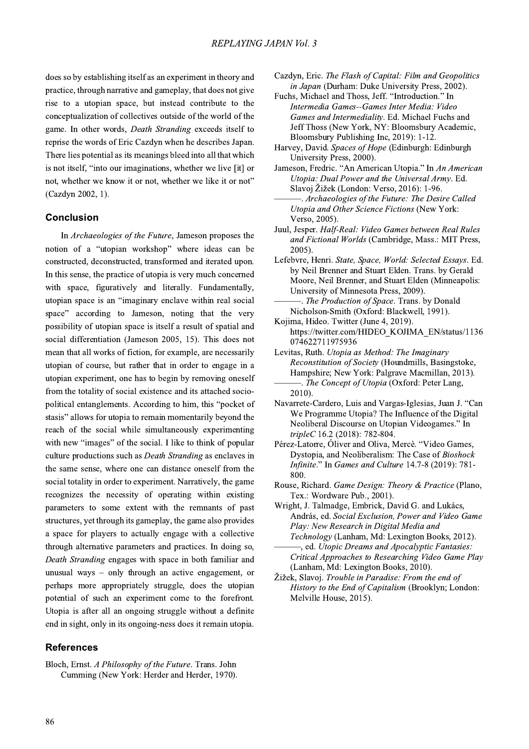does so by establishing itself as an experiment in theory and practice, through narrative and gameplay, that does not give rise to a utopian space, but instead contribute to the conceptualization of collectives outside of the world of the game. In other words, *Death Stranding* exceeds itself to reprise the words of Eric Cazdyn when he describes Japan. There lies potential as its meanings bleed into all that which is not itself, "into our imaginations, whether we live [it] or not, whether we know it or not, whether we like it or not" (Cazdyn 2002, 1).

## Conclusion

In *Archaeologies of the Future*, Jameson proposes the notion of a "utopian workshop" where ideas can be constructed, deconstructed, transformed and iterated upon. In this sense, the practice of utopia is very much concerned with space, figuratively and literally. Fundamentally, utopian space is an "imaginary enclave within real social space" according to Jameson, noting that the very possibility of utopian space is itself a result of spatial and social differentiation (Jameson 2005, 15). This does not mean that all works of fiction, for example, are necessarily utopian of course, but rather that in order to engage in a utopian experiment, one has to begin by removing oneself from the totality of social existence and its attached socio-political entanglements. According to him, this "pocket of stasis" allows for utopia to remain momentarily beyond the reach of the social while simultaneously experimenting with new "images" of the social. I like to think of popular culture productions such as *Death Stranding* as enclaves in the same sense, where one can distance oneself from the social totality in order to experiment. Narratively, the game recognizes the necessity of operating within existing parameters to some extent with the remnants of past structures, yet through its gameplay, the game also provides a space for players to actually engage with a collective through alternative parameters and practices. In doing so, *Death Stranding* engages with space in both familiar and unusual ways – only through an active engagement, or perhaps more appropriately struggle, does the utopian potential of such an experiment come to the forefront. Utopia is after all an ongoing struggle without a definite end in sight, only in its ongoing-ness does it remain utopia.

## References

Bloch, Ernst. *A Philosophy of the Future*. Trans. John Cumming (New York: Herder and Herder, 1970).

Cazdyn, Eric. *The Flash of Capital: Film and Geopolitics in Japan* (Durham: Duke University Press, 2002).

Fuchs, Michael and Thoss, Jeff. "Introduction." In *Intermedia Games--Games Inter Media: Video Games and Intermediality*. Ed. Michael Fuchs and Jeff Thoss (New York, NY: Bloomsbury Academic, Bloomsbury Publishing Inc, 2019): 1-12.

Harvey, David. *Spaces of Hope* (Edinburgh: Edinburgh University Press, 2000).

Jameson, Fredric. "An American Utopia." In *An American Utopia: Dual Power and the Universal Army*. Ed. Slavoj Žižek (London: Verso, 2016): 1-96.

———. *Archaeologies of the Future: The Desire Called Utopia and Other Science Fictions* (New York: Verso, 2005).

Juul, Jesper. *Half-Real: Video Games between Real Rules and Fictional Worlds* (Cambridge, Mass.: MIT Press, 2005).

Lefebvre, Henri. *State, Space, World: Selected Essays*. Ed. by Neil Brenner and Stuart Elden. Trans. by Gerald Moore, Neil Brenner, and Stuart Elden (Minneapolis: University of Minnesota Press, 2009).

———. *The Production of Space*. Trans. by Donald Nicholson-Smith (Oxford: Blackwell, 1991).

Kojima, Hideo. Twitter (June 4, 2019). https://twitter.com/HIDEO_KOJIMA_EN/status/1136074622711975936

Levitas, Ruth. *Utopia as Method: The Imaginary Reconstitution of Society* (Houndmills, Basingstoke, Hampshire; New York: Palgrave Macmillan, 2013).

———. *The Concept of Utopia* (Oxford: Peter Lang, 2010).

Navarrete-Cardero, Luis and Vargas-Iglesias, Juan J. "Can We Programme Utopia? The Influence of the Digital Neoliberal Discourse on Utopian Videogames." In *tripleC* 16.2 (2018): 782-804.

Pérez-Latorre, Óliver and Oliva, Mercè. "Video Games, Dystopia, and Neoliberalism: The Case of *Bioshock Infinite*." In *Games and Culture* 14.7-8 (2019): 781-800.

Rouse, Richard. *Game Design: Theory & Practice* (Plano, Tex.: Wordware Pub., 2001).

Wright, J. Talmadge, Embrick, David G. and Lukács, András, ed. *Social Exclusion, Power and Video Game Play: New Research in Digital Media and Technology* (Lanham, Md: Lexington Books, 2012).

———, ed. *Utopic Dreams and Apocalyptic Fantasies: Critical Approaches to Researching Video Game Play* (Lanham, Md: Lexington Books, 2010).

Žižek, Slavoj. *Trouble in Paradise: From the end of History to the End of Capitalism* (Brooklyn; London: Melville House, 2015).